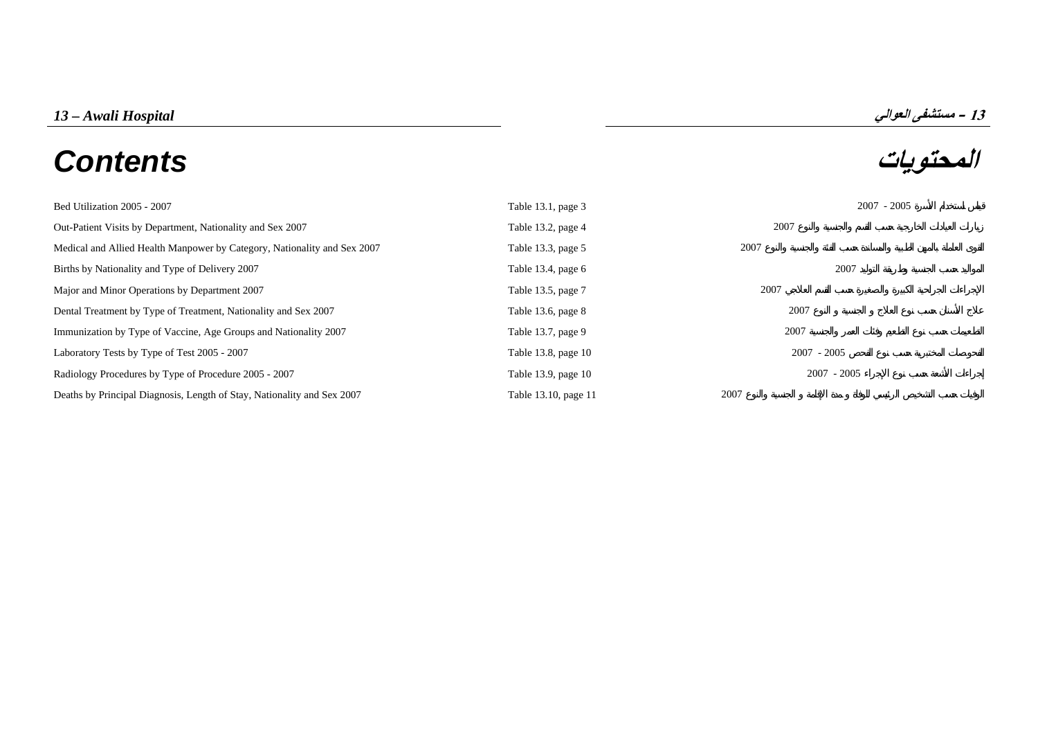# 13 – Awali Hospital

# 13 – مستشفى العوالي

## Contents

## المحتويات

| | | |
|---|---|---|
| Bed Utilization 2005 - 2007 | Table 13.1, page 3 | قياس استخدام الأسرة 2005 - 2007 |
| Out-Patient Visits by Department, Nationality and Sex 2007 | Table 13.2, page 4 | زيارات العيادات الخارجية حسب القسم والجنسية والنوع 2007 |
| Medical and Allied Health Manpower by Category, Nationality and Sex 2007 | Table 13.3, page 5 | القوى العاملة بالمهن الطبية والمساندة حسب الفئة والجنسية والنوع 2007 |
| Births by Nationality and Type of Delivery 2007 | Table 13.4, page 6 | المواليد حسب الجنسية وطريقة التوليد 2007 |
| Major and Minor Operations by Department 2007 | Table 13.5, page 7 | الإجراءات الجراحية الكبيرة والصغيرة حسب القسم العلاجي 2007 |
| Dental Treatment by Type of Treatment, Nationality and Sex 2007 | Table 13.6, page 8 | علاج الأسنان حسب نوع العلاج و الجنسية و النوع 2007 |
| Immunization by Type of Vaccine, Age Groups and Nationality 2007 | Table 13.7, page 9 | التطعيمات حسب نوع التطعيم وفئات العمر والجنسية 2007 |
| Laboratory Tests by Type of Test 2005 - 2007 | Table 13.8, page 10 | الفحوصات المختبرية حسب نوع الفحص 2005 - 2007 |
| Radiology Procedures by Type of Procedure 2005 - 2007 | Table 13.9, page 10 | إجراءات الأشعة حسب نوع الإجراء 2005 - 2007 |
| Deaths by Principal Diagnosis, Length of Stay, Nationality and Sex 2007 | Table 13.10, page 11 | الوفيات حسب التشخيص الرئيسي للوفاة و مدة الإقامة و الجنسية والنوع 2007 |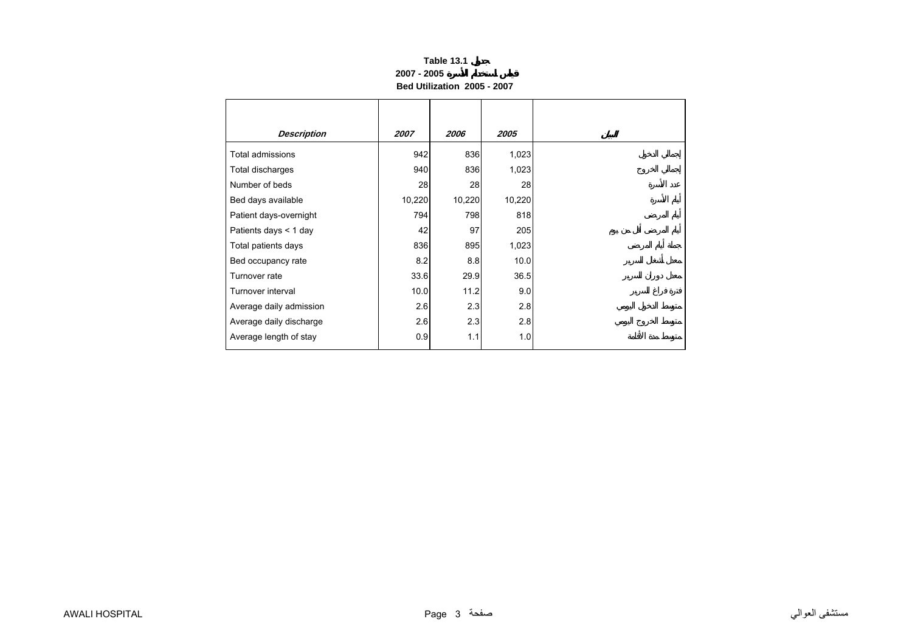# Table 13.1 جدول

## 2007 - 2005 قياس استخدام الأسرة

## Bed Utilization 2005 - 2007

| *Description* | *2007* | *2006* | *2005* | البيان |
|---|---|---|---|---|
| Total admissions | 942 | 836 | 1,023 | إجمالي الدخول |
| Total discharges | 940 | 836 | 1,023 | إجمالي الخروج |
| Number of beds | 28 | 28 | 28 | عدد الأسرة |
| Bed days available | 10,220 | 10,220 | 10,220 | أيام الأسرة |
| Patient days-overnight | 794 | 798 | 818 | أيام المرضى |
| Patients days < 1 day | 42 | 97 | 205 | أيام المرضى أقل من يوم |
| Total patients days | 836 | 895 | 1,023 | جملة أيام المرضى |
| Bed occupancy rate | 8.2 | 8.8 | 10.0 | معدل أشغال السرير |
| Turnover rate | 33.6 | 29.9 | 36.5 | معدل دوران السرير |
| Turnover interval | 10.0 | 11.2 | 9.0 | فترة فراغ السرير |
| Average daily admission | 2.6 | 2.3 | 2.8 | متوسط الدخول اليومي |
| Average daily discharge | 2.6 | 2.3 | 2.8 | متوسط الخروج اليومي |
| Average length of stay | 0.9 | 1.1 | 1.0 | متوسط مدة الأقامة |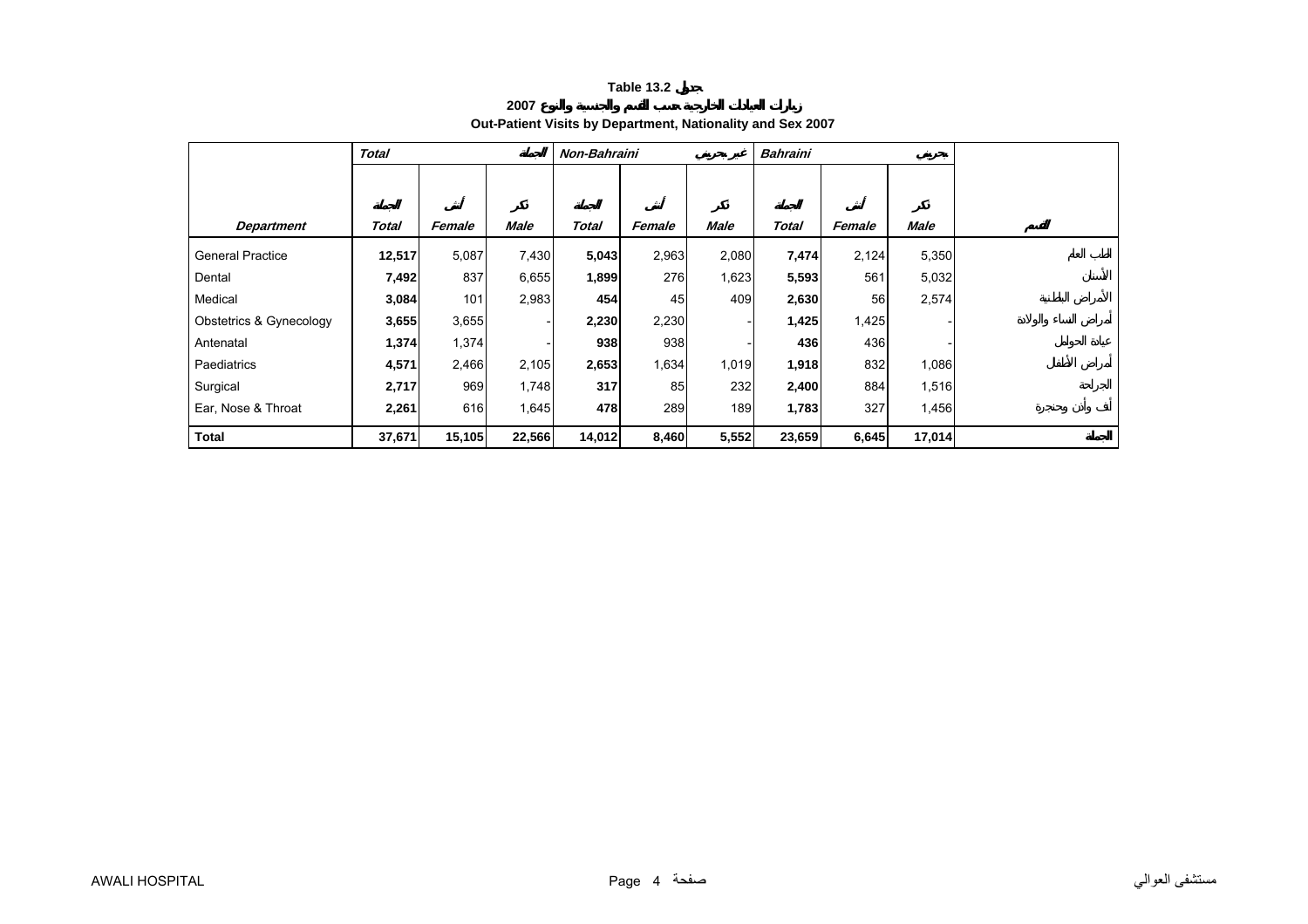**Table 13.2 جدول**

**2007 زيارات العيادات الخارجية حسب القسم والجنسية والنوع**

**Out-Patient Visits by Department, Nationality and Sex 2007**

| | *Total* الجملة | | | *Non-Bahraini* غير بحريني | | | *Bahraini* بحريني | | | |
|---|---|---|---|---|---|---|---|---|---|---|
| *Department* | الجملة *Total* | أنثى *Female* | ذكر *Male* | الجملة *Total* | أنثى *Female* | ذكر *Male* | الجملة *Total* | أنثى *Female* | ذكر *Male* | القسم |
| General Practice | **12,517** | 5,087 | 7,430 | **5,043** | 2,963 | 2,080 | **7,474** | 2,124 | 5,350 | الطب العام |
| Dental | **7,492** | 837 | 6,655 | **1,899** | 276 | 1,623 | **5,593** | 561 | 5,032 | الأسنان |
| Medical | **3,084** | 101 | 2,983 | **454** | 45 | 409 | **2,630** | 56 | 2,574 | الأمراض الباطنية |
| Obstetrics & Gynecology | **3,655** | 3,655 | - | **2,230** | 2,230 | - | **1,425** | 1,425 | - | أمراض النساء والولادة |
| Antenatal | **1,374** | 1,374 | - | **938** | 938 | - | **436** | 436 | - | عيادة الحوامل |
| Paediatrics | **4,571** | 2,466 | 2,105 | **2,653** | 1,634 | 1,019 | **1,918** | 832 | 1,086 | أمراض الأطفال |
| Surgical | **2,717** | 969 | 1,748 | **317** | 85 | 232 | **2,400** | 884 | 1,516 | الجراحة |
| Ear, Nose & Throat | **2,261** | 616 | 1,645 | **478** | 289 | 189 | **1,783** | 327 | 1,456 | أنف وأذن وحنجرة |
| **Total** | **37,671** | **15,105** | **22,566** | **14,012** | **8,460** | **5,552** | **23,659** | **6,645** | **17,014** | **الجملة** |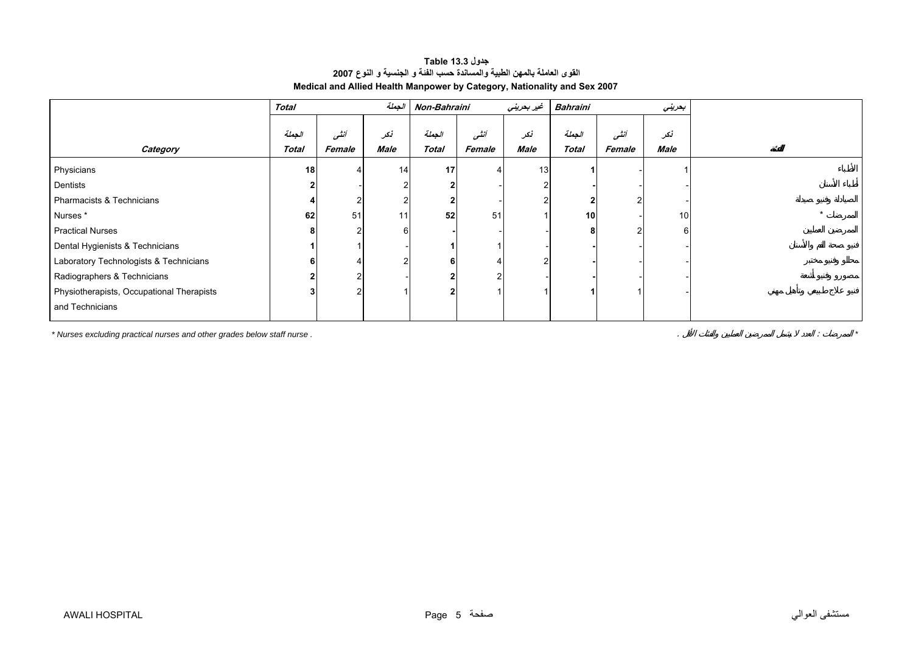**جدول 13.3 Table**

**القوى العاملة بالمهن الطبية والمساندة حسب الفئة و الجنسية و النوع 2007**

**Medical and Allied Health Manpower by Category, Nationality and Sex 2007**

| | Total | | الجملة | Non-Bahraini | | غير بحريني | Bahraini | | بحريني | |
|---|---|---|---|---|---|---|---|---|---|---|
| Category | الجملة Total | أنثى Female | ذكر Male | الجملة Total | أنثى Female | ذكر Male | الجملة Total | أنثى Female | ذكر Male | الفئة |
| Physicians | **18** | 4 | 14 | **17** | 4 | 13 | **1** | - | 1 | الأطباء |
| Dentists | **2** | - | 2 | **2** | - | 2 | **-** | - | - | أطباء الأسنان |
| Pharmacists & Technicians | **4** | 2 | 2 | **2** | - | 2 | **2** | 2 | - | الصيادلة وفنيو صيدلة |
| Nurses * | **62** | 51 | 11 | **52** | 51 | 1 | **10** | - | 10 | الممرضات * |
| Practical Nurses | **8** | 2 | 6 | **-** | - | - | **8** | 2 | 6 | الممرضين العمليين |
| Dental Hygienists & Technicians | **1** | 1 | - | **1** | 1 | - | **-** | - | - | فنيو صحة الفم والأسنان |
| Laboratory Technologists & Technicians | **6** | 4 | 2 | **6** | 4 | 2 | **-** | - | - | محللو وفنيو مختبر |
| Radiographers & Technicians | **2** | 2 | - | **2** | 2 | - | **-** | - | - | مصورو وفنيو أشعة |
| Physiotherapists, Occupational Therapists and Technicians | **3** | 2 | 1 | **2** | 1 | 1 | **1** | 1 | - | فنيو علاج طبيعي وتأهيل مهني |

* Nurses excluding practical nurses and other grades below staff nurse .

* الممرضات : العدد لا يشمل الممرضين العمليين والفئات الأقل .

AWALI HOSPITAL مستشفى العوالي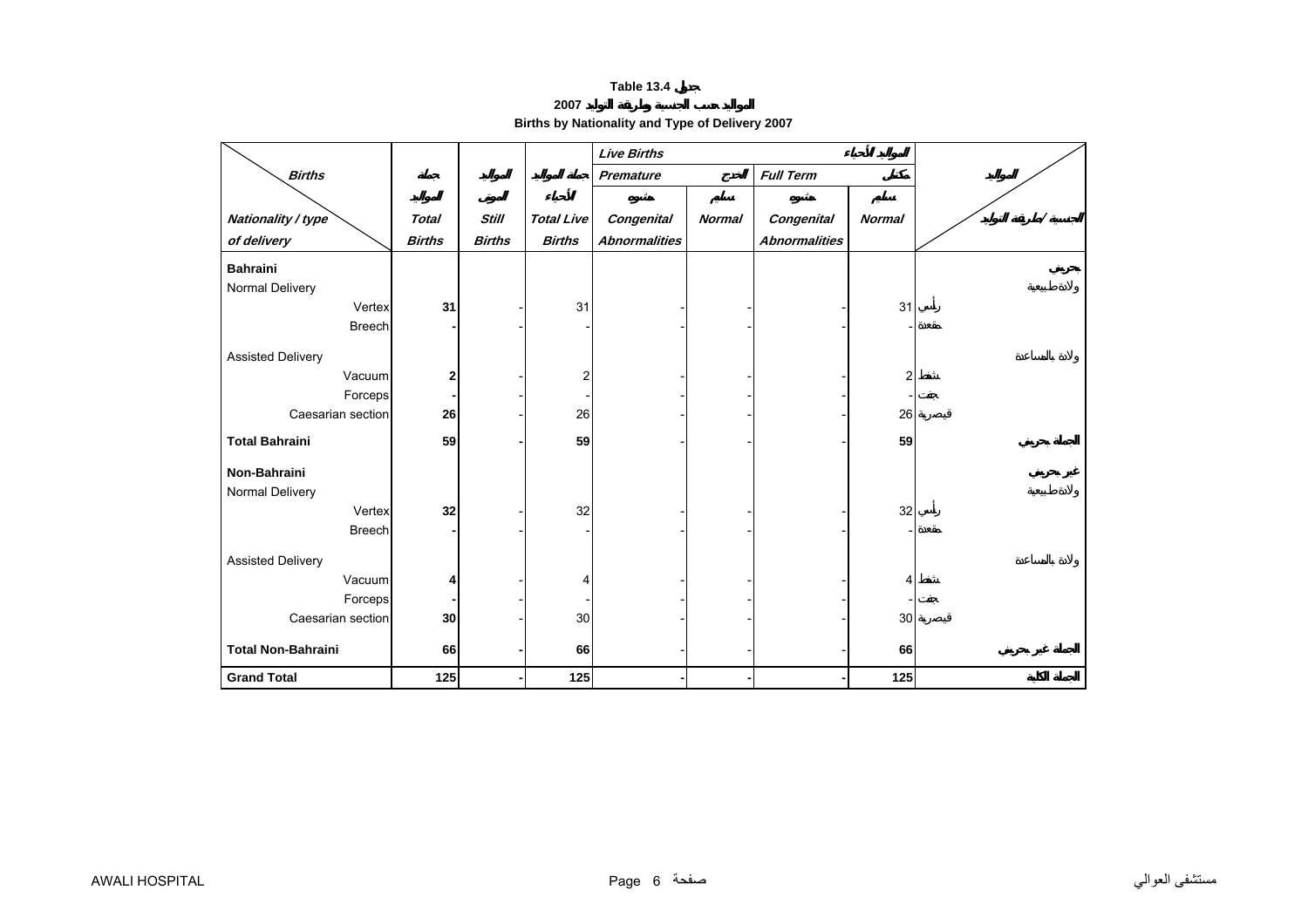**Table 13.4 جدول**

**المواليد حسب الجنسية وطريقة التوليد 2007**

**Births by Nationality and Type of Delivery 2007**

| Births / Nationality / type of delivery | Total Births | Still Births | Total Live Births | Live Births – Premature – Congenital Abnormalities | Live Births – Premature – Normal | Live Births – Full Term – Congenital Abnormalities | Live Births – Full Term – Normal | الجنسية / طريقة التوليد |
|---|---|---|---|---|---|---|---|---|
| **Bahraini** | | | | | | | | **بحريني** |
| Normal Delivery | | | | | | | | ولادة طبيعية |
| Vertex | **31** | - | 31 | - | - | - | 31 | رأسي |
| Breech | **-** | - | - | - | - | - | - | مقعدة |
| Assisted Delivery | | | | | | | | ولادة بالمساعدة |
| Vacuum | **2** | - | 2 | - | - | - | 2 | شفط |
| Forceps | **-** | - | - | - | - | - | - | جفت |
| Caesarian section | **26** | - | 26 | - | - | - | 26 | قيصرية |
| **Total Bahraini** | **59** | **-** | **59** | - | - | - | **59** | **الجملة بحريني** |
| **Non-Bahraini** | | | | | | | | **غير بحريني** |
| Normal Delivery | | | | | | | | ولادة طبيعية |
| Vertex | **32** | - | 32 | - | - | - | 32 | رأسي |
| Breech | **-** | - | - | - | - | - | - | مقعدة |
| Assisted Delivery | | | | | | | | ولادة بالمساعدة |
| Vacuum | **4** | - | 4 | - | - | - | 4 | شفط |
| Forceps | **-** | - | - | - | - | - | - | جفت |
| Caesarian section | **30** | - | 30 | - | - | - | 30 | قيصرية |
| **Total Non-Bahraini** | **66** | **-** | **66** | - | - | - | **66** | **الجملة غير بحريني** |
| **Grand Total** | **125** | **-** | **125** | **-** | **-** | **-** | **125** | **الجملة الكلية** |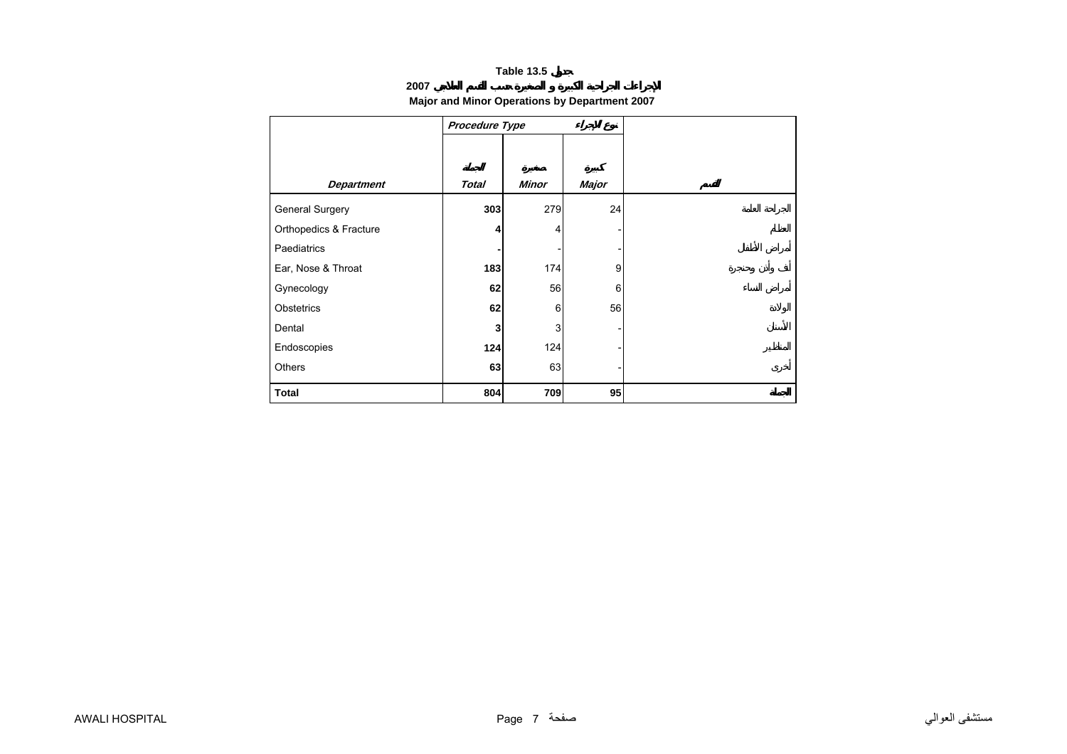**Table 13.5 جدول**

**الإجراءات الجراحية الكبيرة و الصغيرة حسب القسم العلاجي 2007**

**Major and Minor Operations by Department 2007**

| | *Procedure Type* | | نوع الإجراء | |
|---|---|---|---|---|
| *Department* | الجملة *Total* | صغيرة *Minor* | كبيرة *Major* | القسم |
| General Surgery | **303** | 279 | 24 | الجراحة العامة |
| Orthopedics & Fracture | **4** | 4 | - | العظام |
| Paediatrics | **-** | - | - | أمراض الأطفال |
| Ear, Nose & Throat | **183** | 174 | 9 | أنف وأذن وحنجرة |
| Gynecology | **62** | 56 | 6 | أمراض النساء |
| Obstetrics | **62** | 6 | 56 | الولادة |
| Dental | **3** | 3 | - | الأسنان |
| Endoscopies | **124** | 124 | - | المناظير |
| Others | **63** | 63 | - | أخرى |
| **Total** | **804** | **709** | **95** | **الجملة** |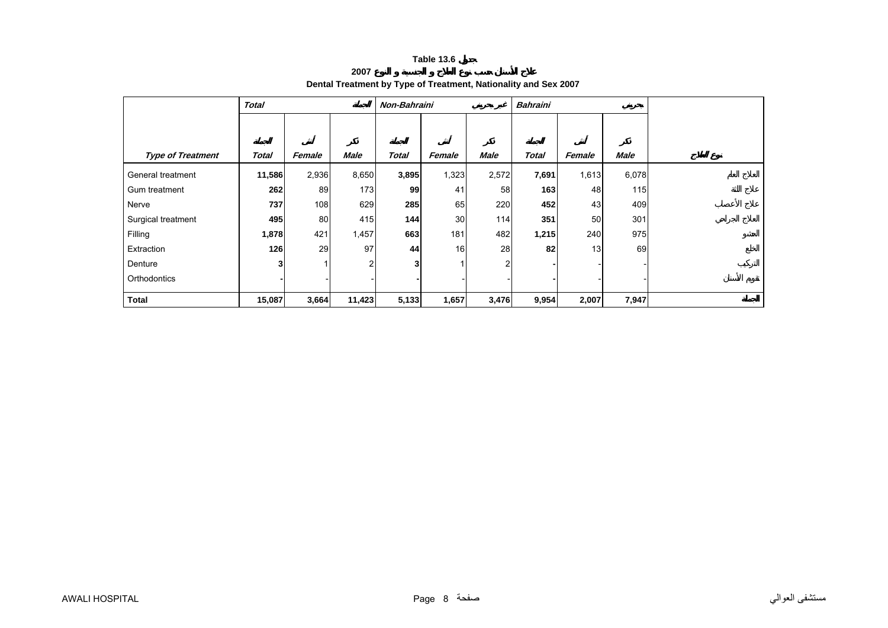Table 13.6 جدول

علاج الأسنان حسب نوع العلاج و الجنسية و النوع 2007

**Dental Treatment by Type of Treatment, Nationality and Sex 2007**

| | *Total* الجملة | | | *Non-Bahraini* غير بحريني | | | *Bahraini* بحريني | | | |
|---|---|---|---|---|---|---|---|---|---|---|
| ***Type of Treatment*** | ***Total*** الجملة | ***Female*** أنثى | ***Male*** ذكر | ***Total*** الجملة | ***Female*** أنثى | ***Male*** ذكر | ***Total*** الجملة | ***Female*** أنثى | ***Male*** ذكر | نوع العلاج |
| General treatment | **11,586** | 2,936 | 8,650 | **3,895** | 1,323 | 2,572 | **7,691** | 1,613 | 6,078 | العلاج العام |
| Gum treatment | **262** | 89 | 173 | **99** | 41 | 58 | **163** | 48 | 115 | علاج اللثة |
| Nerve | **737** | 108 | 629 | **285** | 65 | 220 | **452** | 43 | 409 | علاج الأعصاب |
| Surgical treatment | **495** | 80 | 415 | **144** | 30 | 114 | **351** | 50 | 301 | العلاج الجراحي |
| Filling | **1,878** | 421 | 1,457 | **663** | 181 | 482 | **1,215** | 240 | 975 | الحشو |
| Extraction | **126** | 29 | 97 | **44** | 16 | 28 | **82** | 13 | 69 | الخلع |
| Denture | **3** | 1 | 2 | **3** | 1 | 2 | **-** | - | - | التركيب |
| Orthodontics | **-** | - | - | **-** | - | - | **-** | - | - | تقويم الأسنان |
| **Total** | **15,087** | **3,664** | **11,423** | **5,133** | **1,657** | **3,476** | **9,954** | **2,007** | **7,947** | الجملة |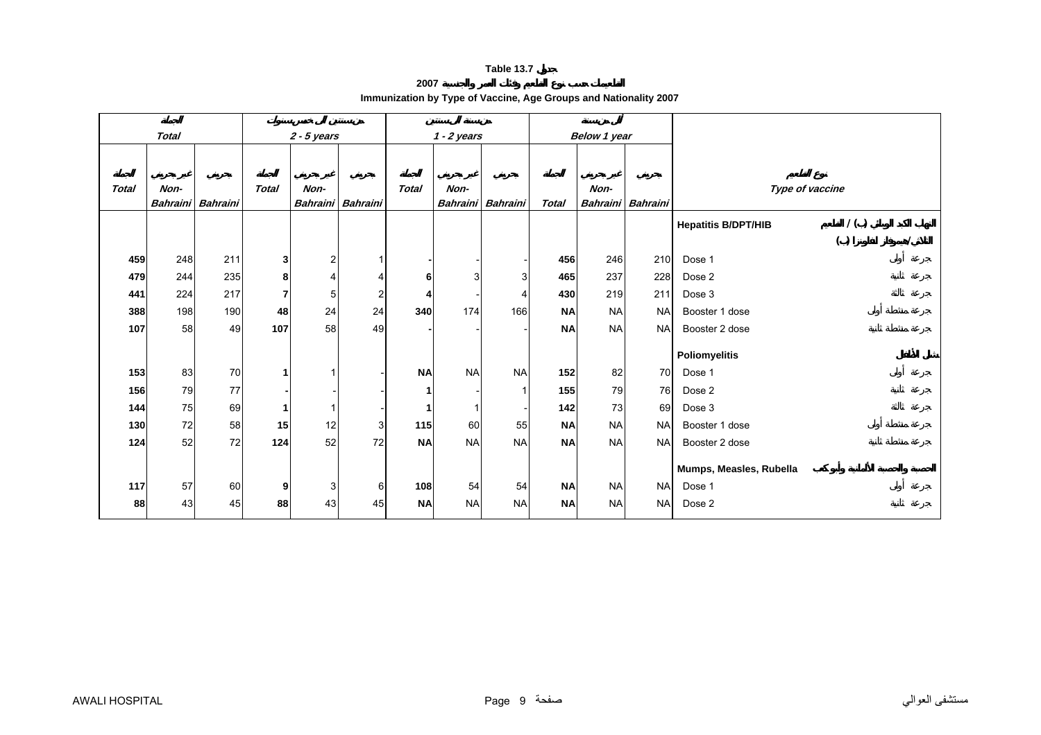# Table 13.7 جدول

## التطعيمات حسب نوع التطعيم وفئات العمر والجنسية 2007

## Immunization by Type of Vaccine, Age Groups and Nationality 2007

| الجملة Total | | | من سنتين إلى خمس سنوات 2 - 5 years | | | من سنة إلى سنتين 1 - 2 years | | | أقل من سنة Below 1 year | | | نوع التطعيم Type of vaccine | |
|---|---|---|---|---|---|---|---|---|---|---|---|---|---|
| الجملة Total | غير بحريني Non-Bahraini | بحريني Bahraini | الجملة Total | غير بحريني Non-Bahraini | بحريني Bahraini | الجملة Total | غير بحريني Non-Bahraini | بحريني Bahraini | الجملة Total | غير بحريني Non-Bahraini | بحريني Bahraini | | |
| | | | | | | | | | | | | **Hepatitis B/DPT/HIB** | التهاب الكبد الوبائي (ب) / التطعيم الثلاثي/هيموفلز انفلونزا (ب) |
| **459** | 248 | 211 | **3** | 2 | 1 | **-** | - | - | **456** | 246 | 210 | Dose 1 | جرعة أولى |
| **479** | 244 | 235 | **8** | 4 | 4 | **6** | 3 | 3 | **465** | 237 | 228 | Dose 2 | جرعة ثانية |
| **441** | 224 | 217 | **7** | 5 | 2 | **4** | - | 4 | **430** | 219 | 211 | Dose 3 | جرعة ثالثة |
| **388** | 198 | 190 | **48** | 24 | 24 | **340** | 174 | 166 | **NA** | NA | NA | Booster 1 dose | جرعة منشطة أولى |
| **107** | 58 | 49 | **107** | 58 | 49 | **-** | - | - | **NA** | NA | NA | Booster 2 dose | جرعة منشطة ثانية |
| | | | | | | | | | | | | **Poliomyelitis** | شلل الأطفال |
| **153** | 83 | 70 | **1** | 1 | - | **NA** | NA | NA | **152** | 82 | 70 | Dose 1 | جرعة أولى |
| **156** | 79 | 77 | **-** | - | - | **1** | - | 1 | **155** | 79 | 76 | Dose 2 | جرعة ثانية |
| **144** | 75 | 69 | **1** | 1 | - | **1** | 1 | - | **142** | 73 | 69 | Dose 3 | جرعة ثالثة |
| **130** | 72 | 58 | **15** | 12 | 3 | **115** | 60 | 55 | **NA** | NA | NA | Booster 1 dose | جرعة منشطة أولى |
| **124** | 52 | 72 | **124** | 52 | 72 | **NA** | NA | NA | **NA** | NA | NA | Booster 2 dose | جرعة منشطة ثانية |
| | | | | | | | | | | | | **Mumps, Measles, Rubella** | الحصبة والحصبة الألمانية وأبوكعب |
| **117** | 57 | 60 | **9** | 3 | 6 | **108** | 54 | 54 | **NA** | NA | NA | Dose 1 | جرعة أولى |
| **88** | 43 | 45 | **88** | 43 | 45 | **NA** | NA | NA | **NA** | NA | NA | Dose 2 | جرعة ثانية |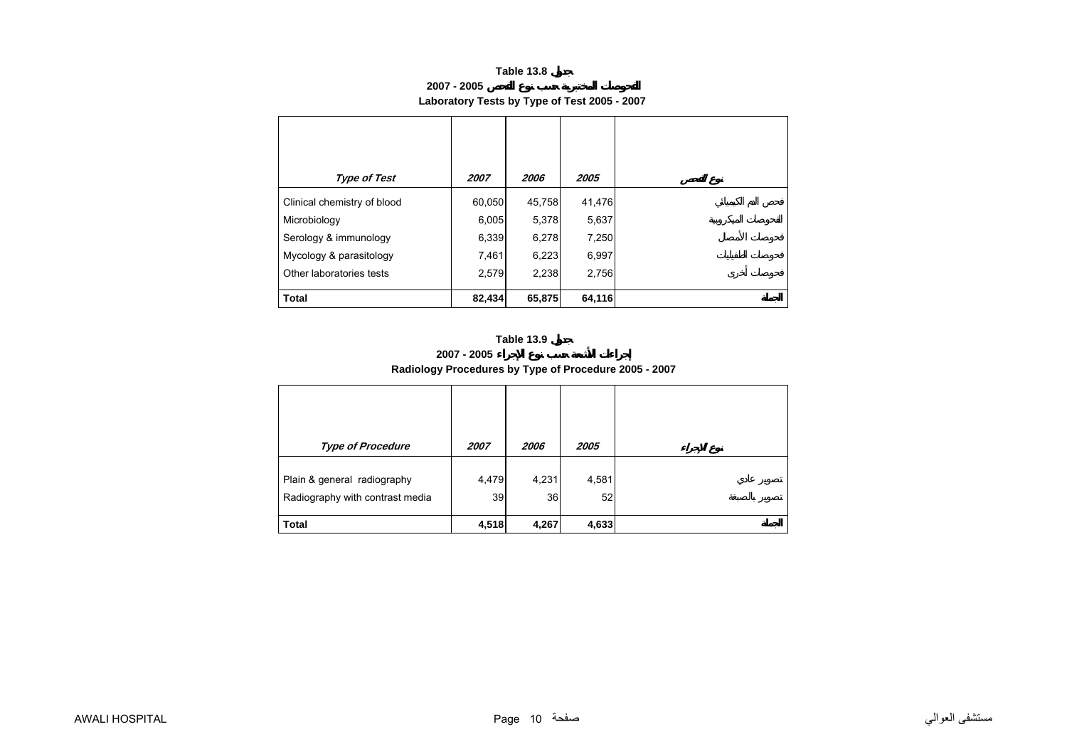**Table 13.8 جدول**

**2007 - 2005 الفحوصات المختبرية حسب نوع الفحص**

**Laboratory Tests by Type of Test 2005 - 2007**

| *Type of Test* | *2007* | *2006* | *2005* | نوع الفحص |
|---|---|---|---|---|
| Clinical chemistry of blood | 60,050 | 45,758 | 41,476 | فحص الدم الكيميائي |
| Microbiology | 6,005 | 5,378 | 5,637 | الفحوصات الميكروبية |
| Serology & immunology | 6,339 | 6,278 | 7,250 | فحوصات الأمصال |
| Mycology & parasitology | 7,461 | 6,223 | 6,997 | فحوصات الطفيليات |
| Other laboratories tests | 2,579 | 2,238 | 2,756 | فحوصات أخرى |
| **Total** | **82,434** | **65,875** | **64,116** | **الجملة** |

**Table 13.9 جدول**

**2007 - 2005 إجراءات الأشعة حسب نوع الإجراء**

**Radiology Procedures by Type of Procedure 2005 - 2007**

| *Type of Procedure* | *2007* | *2006* | *2005* | نوع الإجراء |
|---|---|---|---|---|
| Plain & general radiography | 4,479 | 4,231 | 4,581 | تصوير عادي |
| Radiography with contrast media | 39 | 36 | 52 | تصوير بالصبغة |
| **Total** | **4,518** | **4,267** | **4,633** | **الجملة** |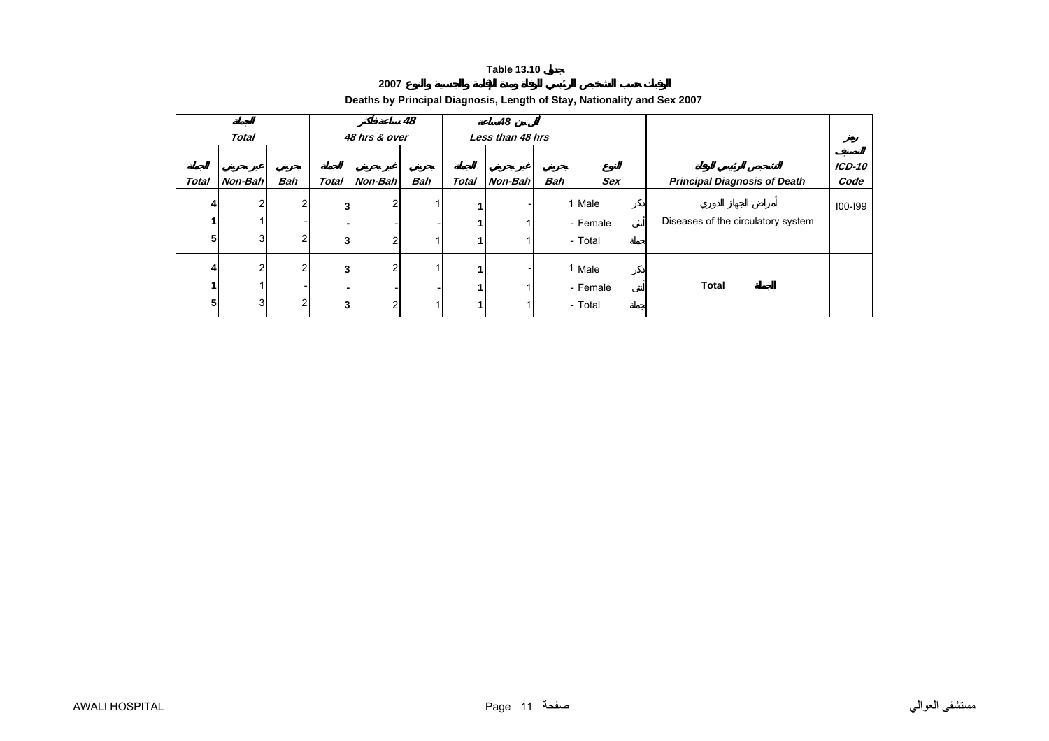Table 13.10 جدول

الوفيات حسب التشخيص الرئيسي للوفاة ومدة الإقامة والجنسية والنوع 2007

**Deaths by Principal Diagnosis, Length of Stay, Nationality and Sex 2007**

| الجملة Total | | | 48 ساعة فأكثر 48 hrs & over | | | أقل من 48 ساعة Less than 48 hrs | | | | | |
|---|---|---|---|---|---|---|---|---|---|---|---|
| الجملة Total | غير بحريني Non-Bah | بحريني Bah | الجملة Total | غير بحريني Non-Bah | بحريني Bah | الجملة Total | غير بحريني Non-Bah | بحريني Bah | النوع Sex | التشخيص الرئيسي للوفاة Principal Diagnosis of Death | رمز التصنيف ICD-10 Code |
| 4 | 2 | 2 | 3 | 2 | 1 | 1 | - | 1 | Male ذكر | أمراض الجهاز الدوري Diseases of the circulatory system | I00-I99 |
| 1 | 1 | - | - | - | - | 1 | 1 | - | Female أنثى | | |
| 5 | 3 | 2 | 3 | 2 | 1 | 1 | 1 | - | Total جملة | | |
| 4 | 2 | 2 | 3 | 2 | 1 | 1 | - | 1 | Male ذكر | Total الجملة | |
| 1 | 1 | - | - | - | - | 1 | 1 | - | Female أنثى | | |
| 5 | 3 | 2 | 3 | 2 | 1 | 1 | 1 | - | Total جملة | | |